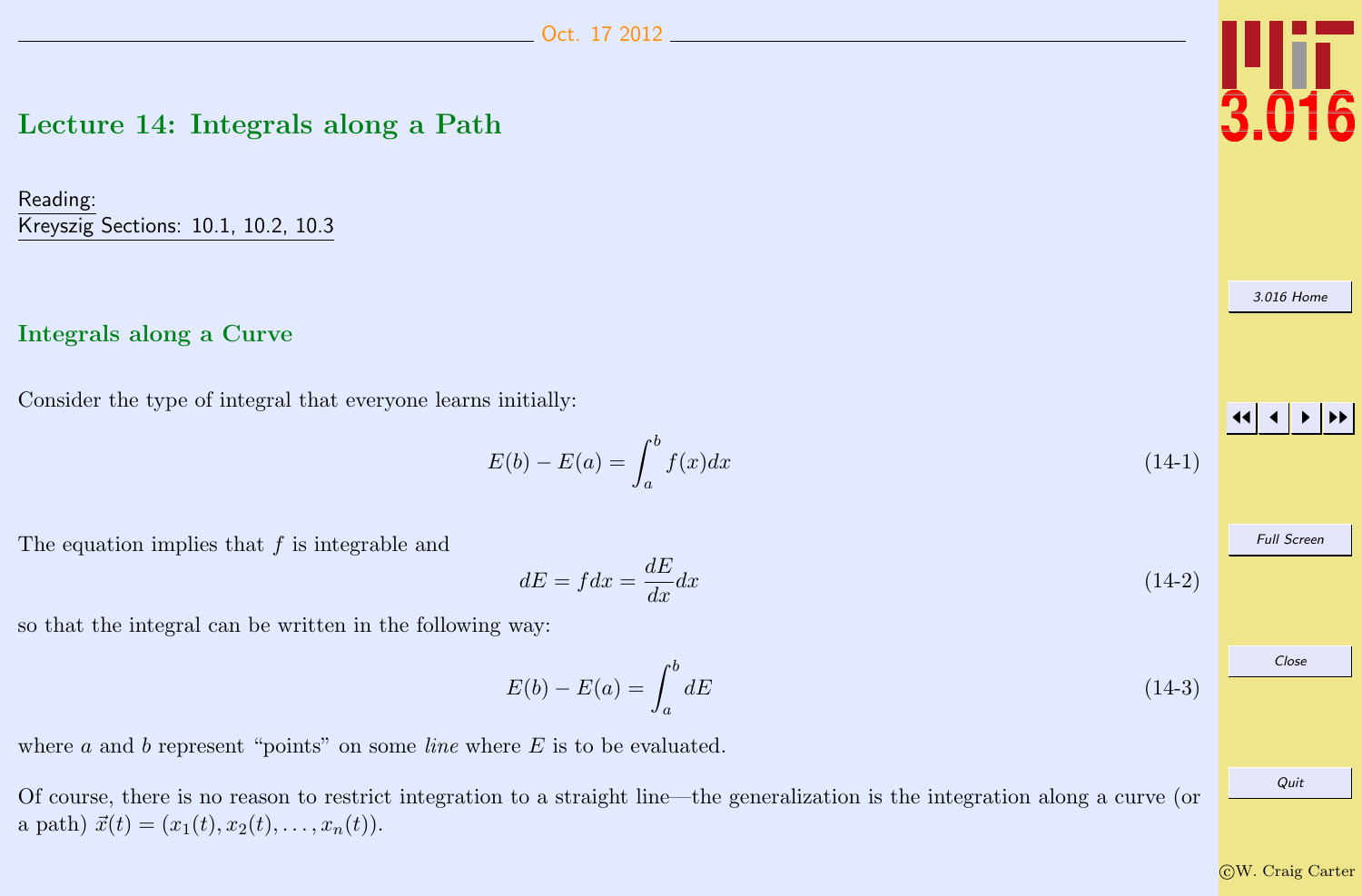# Lecture 14: Integrals along a Path

Reading:
Kreyszig Sections: 10.1, 10.2, 10.3

## Integrals along a Curve

Consider the type of integral that everyone learns initially:

$$E(b) - E(a) = \int_a^b f(x)dx \tag{14-1}$$

The equation implies that $f$ is integrable and

$$dE = f dx = \frac{dE}{dx}dx \tag{14-2}$$

so that the integral can be written in the following way:

$$E(b) - E(a) = \int_a^b dE \tag{14-3}$$

where $a$ and $b$ represent "points" on some *line* where $E$ is to be evaluated.

Of course, there is no reason to restrict integration to a straight line—the generalization is the integration along a curve (or a path) $\vec{x}(t) = (x_1(t), x_2(t), \ldots, x_n(t))$.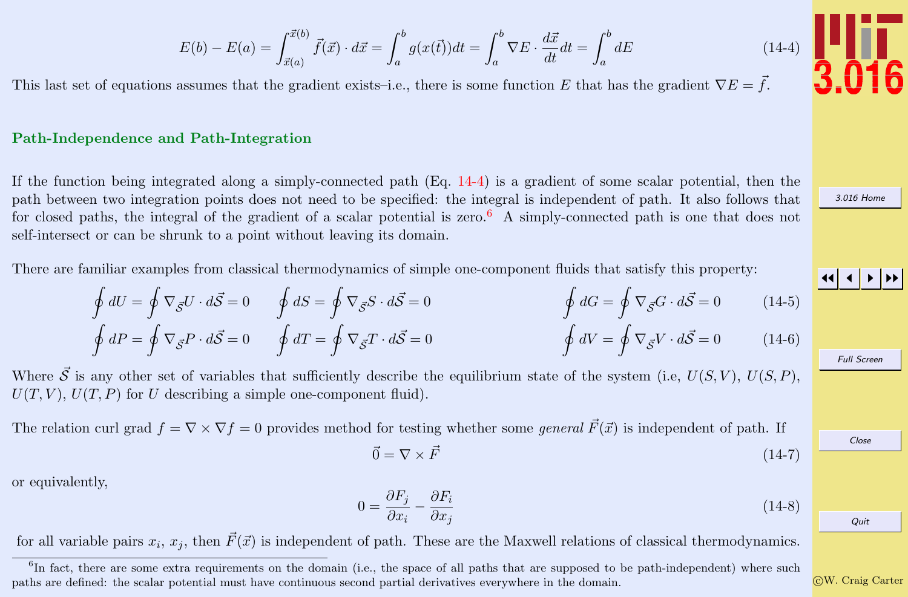$$E(b) - E(a) = \int_{\vec{x}(a)}^{\vec{x}(b)} \vec{f}(\vec{x}) \cdot d\vec{x} = \int_a^b g(x(\vec{t}))dt = \int_a^b \nabla E \cdot \frac{d\vec{x}}{dt} dt = \int_a^b dE \tag{14-4}$$

This last set of equations assumes that the gradient exists–i.e., there is some function $E$ that has the gradient $\nabla E = \vec{f}$.

## Path-Independence and Path-Integration

If the function being integrated along a simply-connected path (Eq. 14-4) is a gradient of some scalar potential, then the path between two integration points does not need to be specified: the integral is independent of path. It also follows that for closed paths, the integral of the gradient of a scalar potential is zero.[6] A simply-connected path is one that does not self-intersect or can be shrunk to a point without leaving its domain.

There are familiar examples from classical thermodynamics of simple one-component fluids that satisfy this property:

$$\oint dU = \oint \nabla_{\vec{\mathcal{S}}} U \cdot d\vec{\mathcal{S}} = 0 \qquad \oint dS = \oint \nabla_{\vec{\mathcal{S}}} S \cdot d\vec{\mathcal{S}} = 0 \qquad \oint dG = \oint \nabla_{\vec{\mathcal{S}}} G \cdot d\vec{\mathcal{S}} = 0 \tag{14-5}$$

$$\oint dP = \oint \nabla_{\vec{\mathcal{S}}} P \cdot d\vec{\mathcal{S}} = 0 \qquad \oint dT = \oint \nabla_{\vec{\mathcal{S}}} T \cdot d\vec{\mathcal{S}} = 0 \qquad \oint dV = \oint \nabla_{\vec{\mathcal{S}}} V \cdot d\vec{\mathcal{S}} = 0 \tag{14-6}$$

Where $\vec{\mathcal{S}}$ is any other set of variables that sufficiently describe the equilibrium state of the system (i.e, $U(S,V)$, $U(S,P)$, $U(T,V)$, $U(T,P)$ for $U$ describing a simple one-component fluid).

The relation curl grad $f = \nabla \times \nabla f = 0$ provides method for testing whether some *general* $\vec{F}(\vec{x})$ is independent of path. If

$$\vec{0} = \nabla \times \vec{F} \tag{14-7}$$

or equivalently,

$$0 = \frac{\partial F_j}{\partial x_i} - \frac{\partial F_i}{\partial x_j} \tag{14-8}$$

for all variable pairs $x_i$, $x_j$, then $\vec{F}(\vec{x})$ is independent of path. These are the Maxwell relations of classical thermodynamics.

[6] In fact, there are some extra requirements on the domain (i.e., the space of all paths that are supposed to be path-independent) where such paths are defined: the scalar potential must have continuous second partial derivatives everywhere in the domain.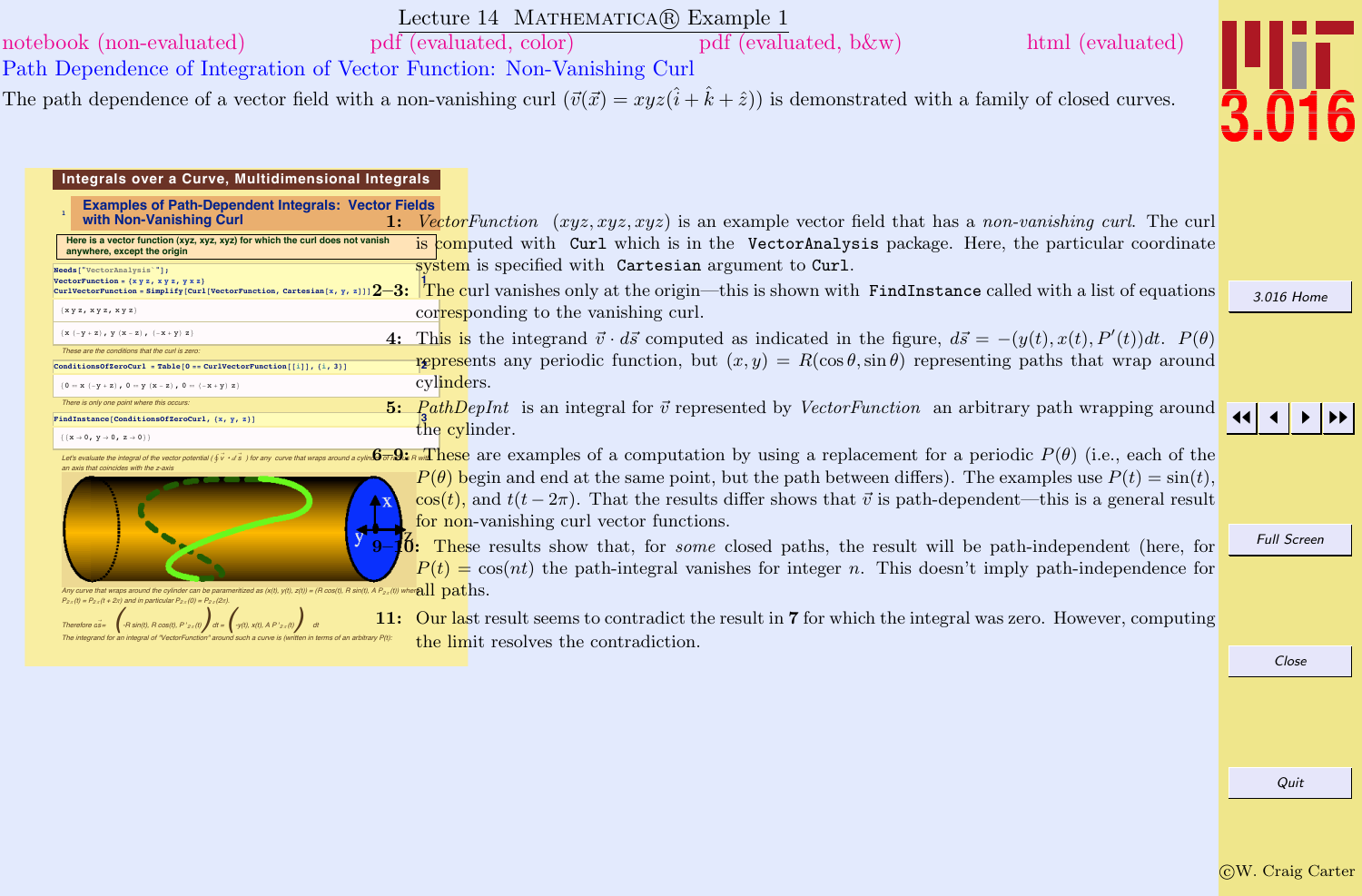# Lecture 14 MATHEMATICA® Example 1

notebook (non-evaluated) pdf (evaluated, color) pdf (evaluated, b&w) html (evaluated)

## Path Dependence of Integration of Vector Function: Non-Vanishing Curl

The path dependence of a vector field with a non-vanishing curl ($\vec{v}(\vec{x}) = xyz(\hat{i} + \hat{k} + \hat{z})$) is demonstrated with a family of closed curves.

**Integrals over a Curve, Multidimensional Integrals**

**Examples of Path-Dependent Integrals: Vector Fields with Non-Vanishing Curl**

Here is a vector function (xyz, xyz, xyz) for which the curl does not vanish anywhere, except the origin

```
Needs["VectorAnalysis`"];
VectorFunction = {x y z, x y z, y x z}
CurlVectorFunction = Simplify[Curl[VectorFunction, Cartesian[x, y, z]]]
```

```
{x y z, x y z, x y z}
{x (-y + z), y (x - z), (-x + y) z}
```

These are the conditions that the curl is zero:

```
ConditionsOfZeroCurl = Table[0 == CurlVectorFunction[[i]], {i, 3}]
```

```
{0 == x (-y + z), 0 == y (x - z), 0 == (-x + y) z}
```

There is only one point where this occurs:

```
FindInstance[ConditionsOfZeroCurl, {x, y, z}]
```

```
{{x -> 0, y -> 0, z -> 0}}
```

Let's evaluate the integral of the vector potential ($\oint \vec{v} \cdot d\vec{s}$) for any curve that wraps around a cylinder of radius R with an axis that coincides with the z-axis

Any curve that wraps around the cylinder can be parametrized as (x(t), y(t), z(t)) = (R cos(t), R sin(t), A $P_{2\pi}(t)$) where $P_{2\pi}(t) = P_{2\pi}(t + 2\pi)$ and in particular $P_{2\pi}(0) = P_{2\pi}(2\pi)$.

Therefore $d\vec{s} = (-R\sin(t), R\cos(t), P'_{2\pi}(t))\,dt = (-y(t), x(t), A\,P'_{2\pi}(t))\,dt$

The integrand for an integral of "VectorFunction" around such a curve is (written in terms of an arbitrary P(t)):

**1:** *VectorFunction* $(xyz, xyz, xyz)$ is an example vector field that has a *non-vanishing curl*. The curl is computed with `Curl` which is in the `VectorAnalysis` package. Here, the particular coordinate system is specified with `Cartesian` argument to `Curl`.

**2–3:** The curl vanishes only at the origin—this is shown with `FindInstance` called with a list of equations corresponding to the vanishing curl.

**4:** This is the integrand $\vec{v} \cdot d\vec{s}$ computed as indicated in the figure, $d\vec{s} = -(y(t), x(t), P'(t))dt$. $P(\theta)$ represents any periodic function, but $(x, y) = R(\cos\theta, \sin\theta)$ representing paths that wrap around cylinders.

**5:** *PathDepInt* is an integral for $\vec{v}$ represented by *VectorFunction* an arbitrary path wrapping around the cylinder.

**6–9:** These are examples of a computation by using a replacement for a periodic $P(\theta)$ (i.e., each of the $P(\theta)$ begin and end at the same point, but the path between differs). The examples use $P(t) = \sin(t)$, $\cos(t)$, and $t(t - 2\pi)$. That the results differ shows that $\vec{v}$ is path-dependent—this is a general result for non-vanishing curl vector functions.

**9–10:** These results show that, for *some* closed paths, the result will be path-independent (here, for $P(t) = \cos(nt)$ the path-integral vanishes for integer $n$. This doesn't imply path-independence for all paths.

**11:** Our last result seems to contradict the result in **7** for which the integral was zero. However, computing the limit resolves the contradiction.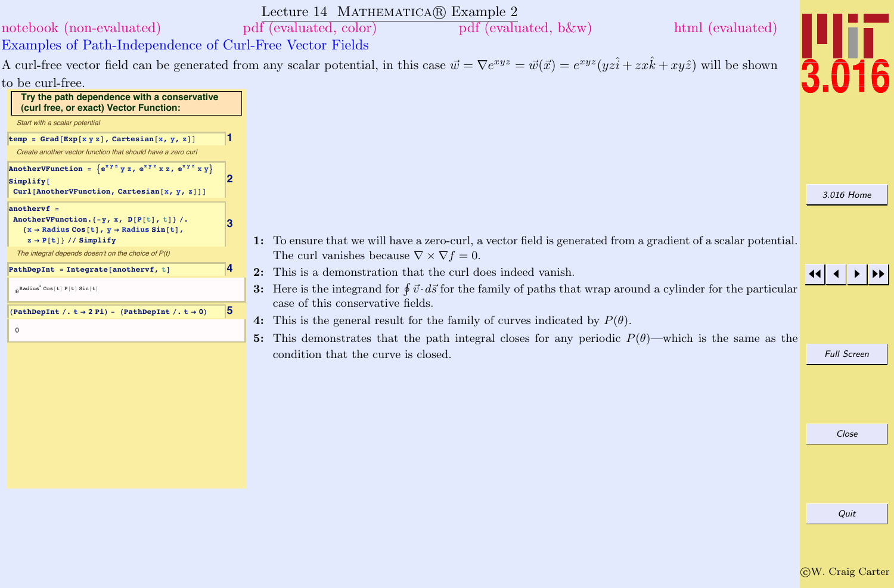Lecture 14 MATHEMATICA® Example 2

notebook (non-evaluated) pdf (evaluated, color) pdf (evaluated, b&w) html (evaluated)

## Examples of Path-Independence of Curl-Free Vector Fields

A curl-free vector field can be generated from any scalar potential, in this case $\vec{w} = \nabla e^{xyz} = \vec{w}(\vec{x}) = e^{xyz}(yz\hat{i} + zx\hat{k} + xy\hat{z})$ will be shown to be curl-free.

**Try the path dependence with a conservative (curl free, or exact) Vector Function:**

*Start with a scalar potential*

```
temp = Grad[Exp[x y z], Cartesian[x, y, z]]
```
1

*Create another vector function that should have a zero curl*

```
AnotherVFunction = {e^(x y z) y z, e^(x y z) x z, e^(x y z) x y}
Simplify[
 Curl[AnotherVFunction, Cartesian[x, y, z]]]
```
2

```
anothervf =
 AnotherVFunction.{-y, x, D[P[t], t]} /.
   {x → Radius Cos[t], y → Radius Sin[t],
    z → P[t]} // Simplify
```
3

*The integral depends doesn't on the choice of P(t)*

```
PathDepInt = Integrate[anothervf, t]
```
4

$e^{\text{Radius}^2 \cos[t]\, P[t]\, \sin[t]}$

```
(PathDepInt /. t → 2 Pi) - (PathDepInt /. t → 0)
```
5

0

1: To ensure that we will have a zero-curl, a vector field is generated from a gradient of a scalar potential. The curl vanishes because $\nabla \times \nabla f = 0$.

2: This is a demonstration that the curl does indeed vanish.

3: Here is the integrand for $\oint \vec{v} \cdot d\vec{s}$ for the family of paths that wrap around a cylinder for the particular case of this conservative fields.

4: This is the general result for the family of curves indicated by $P(\theta)$.

5: This demonstrates that the path integral closes for any periodic $P(\theta)$—which is the same as the condition that the curve is closed.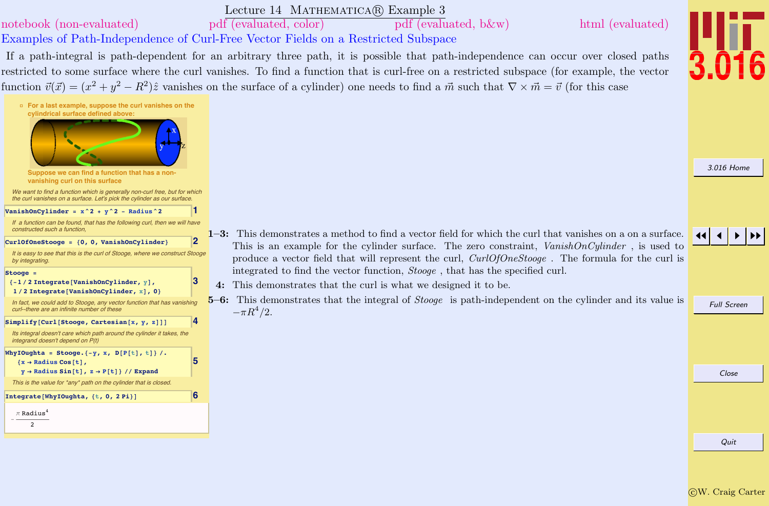# Lecture 14 MATHEMATICA® Example 3

notebook (non-evaluated) pdf (evaluated, color) pdf (evaluated, b&w) html (evaluated)

## Examples of Path-Independence of Curl-Free Vector Fields on a Restricted Subspace

If a path-integral is path-dependent for an arbitrary three path, it is possible that path-independence can occur over closed paths restricted to some surface where the curl vanishes. To find a function that is curl-free on a restricted subspace (for example, the vector function $\vec{v}(\vec{x}) = (x^2 + y^2 - R^2)\hat{z}$ vanishes on the surface of a cylinder) one needs to find a $\vec{m}$ such that $\nabla \times \vec{m} = \vec{v}$ (for this case

- For a last example, suppose the curl vanishes on the cylindrical surface defined above:

Suppose we can find a function that has a non-vanishing curl on this surface

*We want to find a function which is generally non-curl free, but for which the curl vanishes on a surface. Let's pick the cylinder as our surface.*

```
VanishOnCylinder = x^2 + y^2 - Radius^2
```
1

*If a function can be found, that has the following curl, then we will have constructed such a function,*

```
CurlOfOneStooge = {0, 0, VanishOnCylinder}
```
2

*It is easy to see that this is the curl of Stooge, where we construct Stooge by integrating.*

```
Stooge =
 {-1/2 Integrate[VanishOnCylinder, y],
  1/2 Integrate[VanishOnCylinder, x], 0}
```
3

*In fact, we could add to Stooge, any vector function that has vanishing curl--there are an infinite number of these*

```
Simplify[Curl[Stooge, Cartesian[x, y, z]]]
```
4

*Its integral doesn't care which path around the cylinder it takes, the integrand doesn't depend on P(t)*

```
WhyIOughta = Stooge.{-y, x, D[P[t], t]} /.
   {x → Radius Cos[t],
    y → Radius Sin[t], z → P[t]} // Expand
```
5

*This is the value for \*any\* path on the cylinder that is closed.*

```
Integrate[WhyIOughta, {t, 0, 2 Pi}]
```
6

$$-\frac{\pi \, \text{Radius}^4}{2}$$

**1–3:** This demonstrates a method to find a vector field for which the curl that vanishes on a on a surface. This is an example for the cylinder surface. The zero constraint, *VanishOnCylinder* , is used to produce a vector field that will represent the curl, *CurlOfOneStooge* . The formula for the curl is integrated to find the vector function, *Stooge* , that has the specified curl.

**4:** This demonstrates that the curl is what we designed it to be.

**5–6:** This demonstrates that the integral of *Stooge* is path-independent on the cylinder and its value is $-\pi R^4/2$.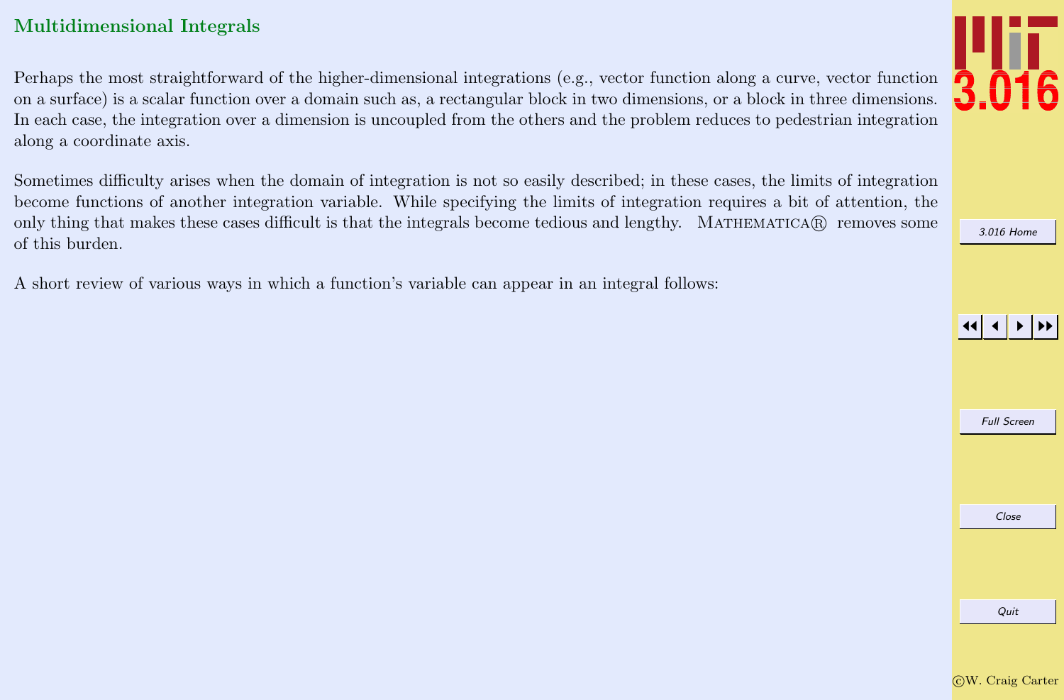## Multidimensional Integrals

Perhaps the most straightforward of the higher-dimensional integrations (e.g., vector function along a curve, vector function on a surface) is a scalar function over a domain such as, a rectangular block in two dimensions, or a block in three dimensions. In each case, the integration over a dimension is uncoupled from the others and the problem reduces to pedestrian integration along a coordinate axis.

Sometimes difficulty arises when the domain of integration is not so easily described; in these cases, the limits of integration become functions of another integration variable. While specifying the limits of integration requires a bit of attention, the only thing that makes these cases difficult is that the integrals become tedious and lengthy. MATHEMATICA® removes some of this burden.

A short review of various ways in which a function's variable can appear in an integral follows: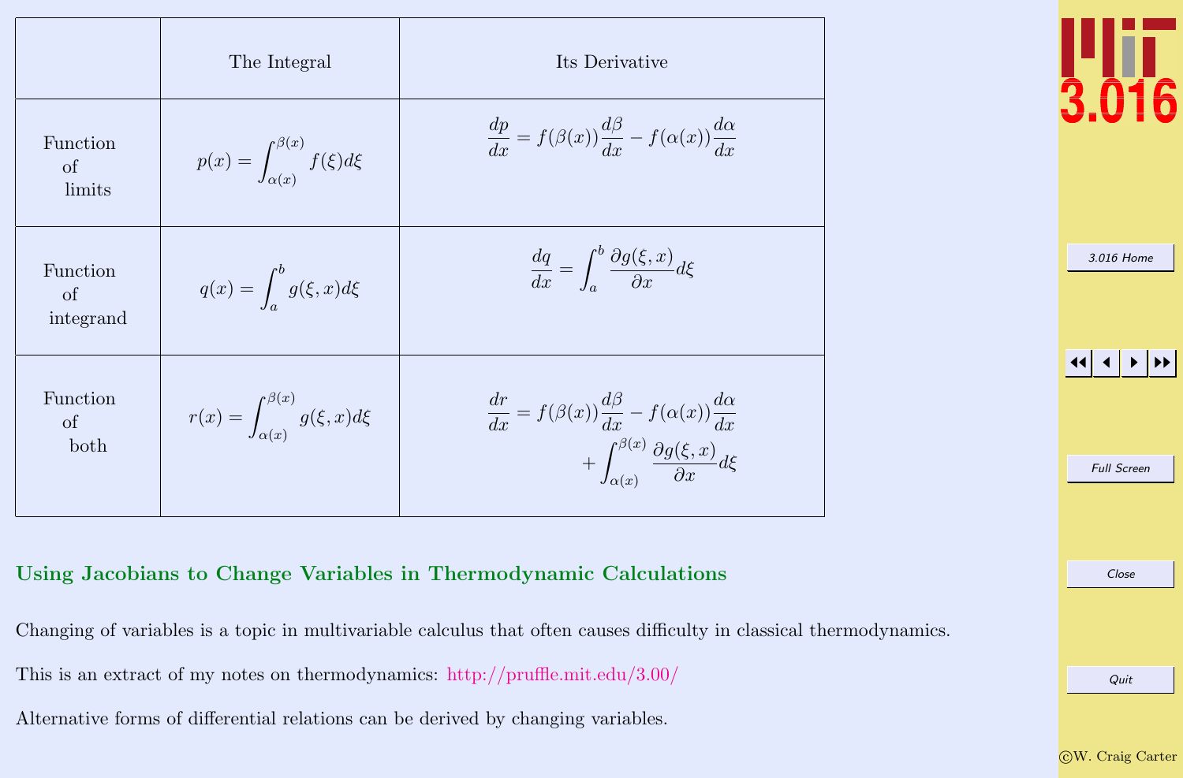| | The Integral | Its Derivative |
|---|---|---|
| Function of limits | $p(x) = \int_{\alpha(x)}^{\beta(x)} f(\xi) d\xi$ | $\frac{dp}{dx} = f(\beta(x))\frac{d\beta}{dx} - f(\alpha(x))\frac{d\alpha}{dx}$ |
| Function of integrand | $q(x) = \int_a^b g(\xi, x) d\xi$ | $\frac{dq}{dx} = \int_a^b \frac{\partial g(\xi, x)}{\partial x} d\xi$ |
| Function of both | $r(x) = \int_{\alpha(x)}^{\beta(x)} g(\xi, x) d\xi$ | $\frac{dr}{dx} = f(\beta(x))\frac{d\beta}{dx} - f(\alpha(x))\frac{d\alpha}{dx} + \int_{\alpha(x)}^{\beta(x)} \frac{\partial g(\xi, x)}{\partial x} d\xi$ |

## Using Jacobians to Change Variables in Thermodynamic Calculations

Changing of variables is a topic in multivariable calculus that often causes difficulty in classical thermodynamics.

This is an extract of my notes on thermodynamics: http://pruffle.mit.edu/3.00/

Alternative forms of differential relations can be derived by changing variables.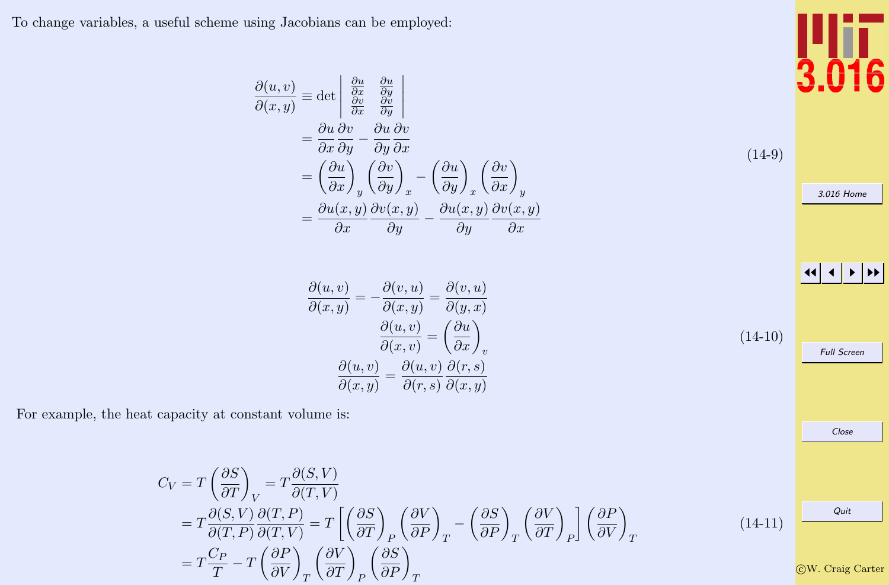To change variables, a useful scheme using Jacobians can be employed:

$$
\begin{aligned}
\frac{\partial(u,v)}{\partial(x,y)} &\equiv \det \begin{vmatrix} \frac{\partial u}{\partial x} & \frac{\partial u}{\partial y} \\ \frac{\partial v}{\partial x} & \frac{\partial v}{\partial y} \end{vmatrix} \\
&= \frac{\partial u}{\partial x}\frac{\partial v}{\partial y} - \frac{\partial u}{\partial y}\frac{\partial v}{\partial x} \\
&= \left(\frac{\partial u}{\partial x}\right)_y \left(\frac{\partial v}{\partial y}\right)_x - \left(\frac{\partial u}{\partial y}\right)_x \left(\frac{\partial v}{\partial x}\right)_y \\
&= \frac{\partial u(x,y)}{\partial x}\frac{\partial v(x,y)}{\partial y} - \frac{\partial u(x,y)}{\partial y}\frac{\partial v(x,y)}{\partial x}
\end{aligned}
\tag{14-9}
$$

$$
\begin{aligned}
\frac{\partial(u,v)}{\partial(x,y)} = -\frac{\partial(v,u)}{\partial(x,y)} &= \frac{\partial(v,u)}{\partial(y,x)} \\
\frac{\partial(u,v)}{\partial(x,v)} &= \left(\frac{\partial u}{\partial x}\right)_v \\
\frac{\partial(u,v)}{\partial(x,y)} &= \frac{\partial(u,v)}{\partial(r,s)}\frac{\partial(r,s)}{\partial(x,y)}
\end{aligned}
\tag{14-10}
$$

For example, the heat capacity at constant volume is:

$$
\begin{aligned}
C_V &= T\left(\frac{\partial S}{\partial T}\right)_V = T\frac{\partial(S,V)}{\partial(T,V)} \\
&= T\frac{\partial(S,V)}{\partial(T,P)}\frac{\partial(T,P)}{\partial(T,V)} = T\left[\left(\frac{\partial S}{\partial T}\right)_P \left(\frac{\partial V}{\partial P}\right)_T - \left(\frac{\partial S}{\partial P}\right)_T \left(\frac{\partial V}{\partial T}\right)_P\right]\left(\frac{\partial P}{\partial V}\right)_T \\
&= T\frac{C_P}{T} - T\left(\frac{\partial P}{\partial V}\right)_T \left(\frac{\partial V}{\partial T}\right)_P \left(\frac{\partial S}{\partial P}\right)_T
\end{aligned}
\tag{14-11}
$$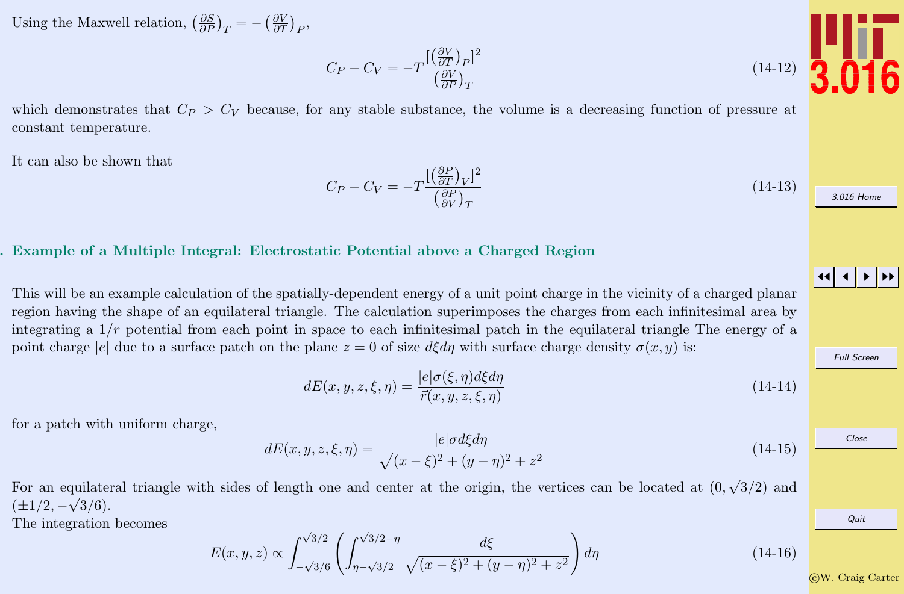Using the Maxwell relation, $\left(\frac{\partial S}{\partial P}\right)_T = -\left(\frac{\partial V}{\partial T}\right)_P$,

$$C_P - C_V = -T\frac{[\left(\frac{\partial V}{\partial T}\right)_P]^2}{\left(\frac{\partial V}{\partial P}\right)_T} \tag{14-12}$$

which demonstrates that $C_P > C_V$ because, for any stable substance, the volume is a decreasing function of pressure at constant temperature.

It can also be shown that

$$C_P - C_V = -T\frac{[\left(\frac{\partial P}{\partial T}\right)_V]^2}{\left(\frac{\partial P}{\partial V}\right)_T} \tag{14-13}$$

## Example of a Multiple Integral: Electrostatic Potential above a Charged Region

This will be an example calculation of the spatially-dependent energy of a unit point charge in the vicinity of a charged planar region having the shape of an equilateral triangle. The calculation superimposes the charges from each infinitesimal area by integrating a $1/r$ potential from each point in space to each infinitesimal patch in the equilateral triangle The energy of a point charge $|e|$ due to a surface patch on the plane $z = 0$ of size $d\xi d\eta$ with surface charge density $\sigma(x, y)$ is:

$$dE(x, y, z, \xi, \eta) = \frac{|e|\sigma(\xi, \eta)d\xi d\eta}{\vec{r}(x, y, z, \xi, \eta)} \tag{14-14}$$

for a patch with uniform charge,

$$dE(x, y, z, \xi, \eta) = \frac{|e|\sigma d\xi d\eta}{\sqrt{(x-\xi)^2 + (y-\eta)^2 + z^2}} \tag{14-15}$$

For an equilateral triangle with sides of length one and center at the origin, the vertices can be located at $(0, \sqrt{3}/2)$ and $(\pm 1/2, -\sqrt{3}/6)$.
The integration becomes

$$E(x, y, z) \propto \int_{-\sqrt{3}/6}^{\sqrt{3}/2} \left( \int_{\eta-\sqrt{3}/2}^{\sqrt{3}/2-\eta} \frac{d\xi}{\sqrt{(x-\xi)^2 + (y-\eta)^2 + z^2}} \right) d\eta \tag{14-16}$$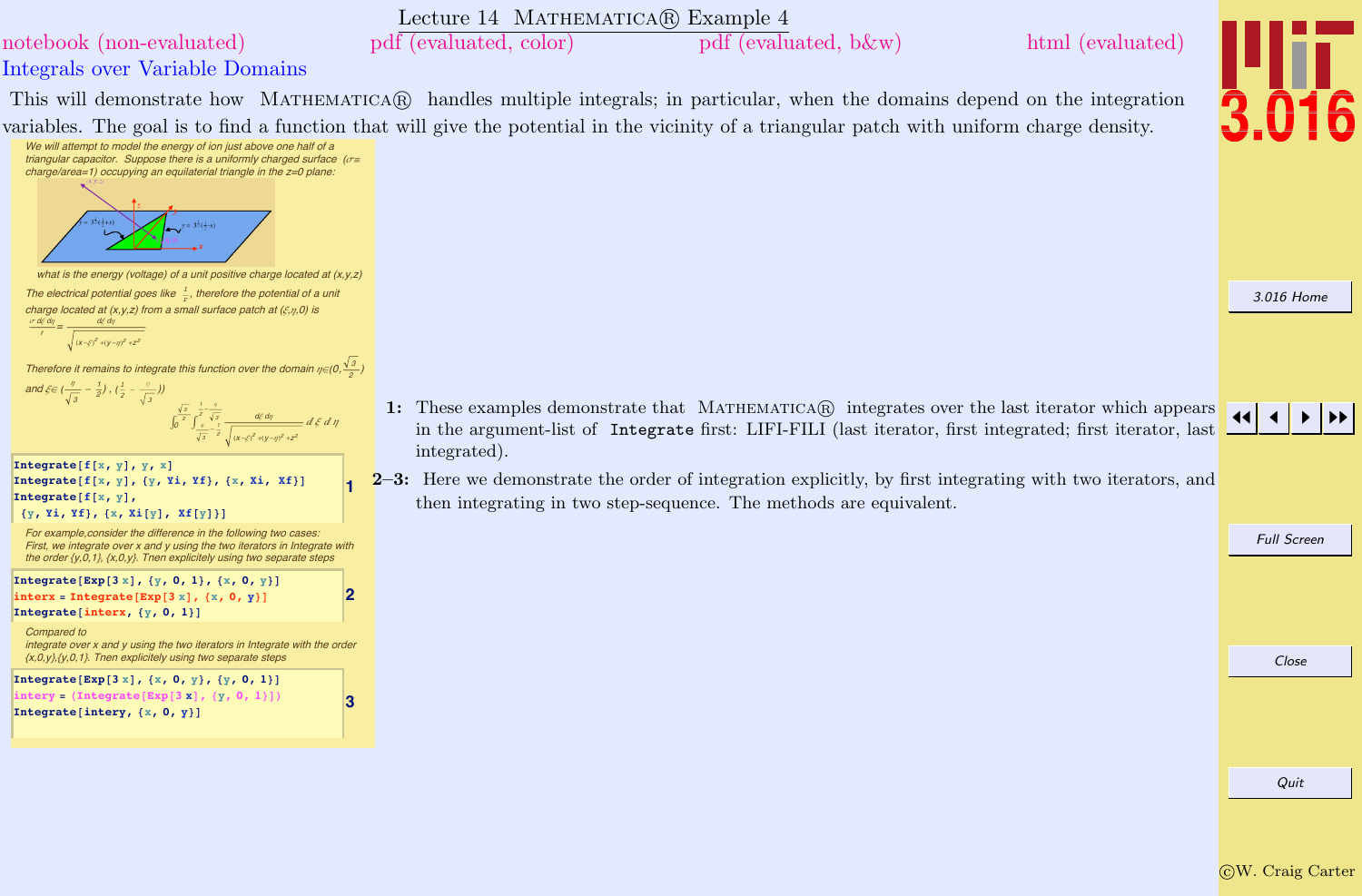# Lecture 14 MATHEMATICA® Example 4

notebook (non-evaluated) pdf (evaluated, color) pdf (evaluated, b&w) html (evaluated)

## Integrals over Variable Domains

This will demonstrate how MATHEMATICA® handles multiple integrals; in particular, when the domains depend on the integration variables. The goal is to find a function that will give the potential in the vicinity of a triangular patch with uniform charge density.

*We will attempt to model the energy of ion just above one half of a triangular capacitor. Suppose there is a uniformly charged surface ($\sigma \equiv$ charge/area=1) occupying an equilaterial triangle in the z=0 plane:*

*what is the energy (voltage) of a unit positive charge located at (x,y,z)*

*The electrical potential goes like $\frac{1}{r}$, therefore the potential of a unit charge located at (x,y,z) from a small surface patch at $(\xi,\eta,0)$ is*

$$\frac{\sigma\, d\xi\, d\eta}{r} = \frac{d\xi\, d\eta}{\sqrt{(x-\xi)^2+(y-\eta)^2+z^2}}$$

*Therefore it remains to integrate this function over the domain $\eta \in (0, \frac{\sqrt{3}}{2})$ and $\xi \in (\frac{\eta}{\sqrt{3}} - \frac{1}{2}), (\frac{1}{2} - \frac{\eta}{\sqrt{3}}))$*

$$\int_0^{\frac{\sqrt{3}}{2}} \int_{\frac{\eta}{\sqrt{3}}-\frac{1}{2}}^{\frac{1}{2}-\frac{\eta}{\sqrt{3}}} \frac{d\xi\, d\eta}{\sqrt{(x-\xi)^2+(y-\eta)^2+z^2}}\, d\xi\, d\eta$$

```
Integrate[f[x, y], y, x]
Integrate[f[x, y], {y, Yi, Yf}, {x, Xi, Xf}]
Integrate[f[x, y],
 {y, Yi, Yf}, {x, Xi[y], Xf[y]}]
```
**1**

*For example,consider the difference in the following two cases: First, we integrate over x and y using the two iterators in Integrate with the order {y,0,1}, {x,0,y}. Then explicitely using two separate steps*

```
Integrate[Exp[3 x], {y, 0, 1}, {x, 0, y}]
interx = Integrate[Exp[3 x], {x, 0, y}]
Integrate[interx, {y, 0, 1}]
```
**2**

*Compared to integrate over x and y using the two iterators in Integrate with the order {x,0,y},{y,0,1}. Then explicitely using two separate steps*

```
Integrate[Exp[3 x], {x, 0, y}, {y, 0, 1}]
intery = (Integrate[Exp[3 x], {y, 0, 1}])
Integrate[intery, {x, 0, y}]
```
**3**

**1:** These examples demonstrate that MATHEMATICA® integrates over the last iterator which appears in the argument-list of `Integrate` first: LIFI-FILI (last iterator, first integrated; first iterator, last integrated).

**2–3:** Here we demonstrate the order of integration explicitly, by first integrating with two iterators, and then integrating in two step-sequence. The methods are equivalent.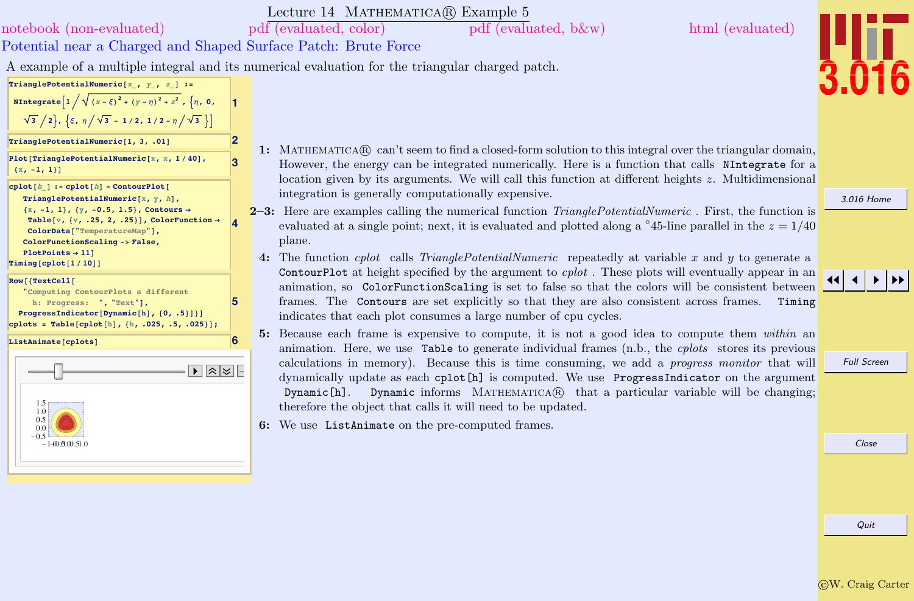# Lecture 14 Mathematica® Example 5

notebook (non-evaluated) pdf (evaluated, color) pdf (evaluated, b&w) html (evaluated)

## Potential near a Charged and Shaped Surface Patch: Brute Force

A example of a multiple integral and its numerical evaluation for the triangular charged patch.

```
TrianglePotentialNumeric[x_, y_, z_] :=
  NIntegrate[1/Sqrt[(x - ξ)^2 + (y - η)^2 + z^2], {η, 0,
    Sqrt[3]/2}, {ξ, η/Sqrt[3] - 1/2, 1/2 - η/Sqrt[3]}]
```
1

```
TrianglePotentialNumeric[1, 3, .01]
```
2

```
Plot[TrianglePotentialNumeric[x, x, 1/40],
  {x, -1, 1}]
```
3

```
cplot[h_] := cplot[h] = ContourPlot[
   TrianglePotentialNumeric[x, y, h],
   {x, -1, 1}, {y, -0.5, 1.5}, Contours →
    Table[v, {v, .25, 2, .25}], ColorFunction →
     ColorData["TemperatureMap"],
   ColorFunctionScaling -> False,
   PlotPoints → 11]
Timing[cplot[1/10]]
```
4

```
Row[{TextCell[
    "Computing ContourPlots a different
      h: Progress:  ", "Text"],
  ProgressIndicator[Dynamic[h], {0, .5}]}]
cplots = Table[cplot[h], {h, .025, .5, .025}];
```
5

```
ListAnimate[cplots]
```
6

**1:** Mathematica® can't seem to find a closed-form solution to this integral over the triangular domain, However, the energy can be integrated numerically. Here is a function that calls `NIntegrate` for a location given by its arguments. We will call this function at different heights $z$. Multidimensional integration is generally computationally expensive.

**2–3:** Here are examples calling the numerical function *TrianglePotentialNumeric* . First, the function is evaluated at a single point; next, it is evaluated and plotted along a $^{\circ}45$-line parallel in the $z = 1/40$ plane.

**4:** The function *cplot* calls *TrianglePotentialNumeric* repeatedly at variable $x$ and $y$ to generate a `ContourPlot` at height specified by the argument to *cplot* . These plots will eventually appear in an animation, so `ColorFunctionScaling` is set to false so that the colors will be consistent between frames. The `Contours` are set explicitly so that they are also consistent across frames. `Timing` indicates that each plot consumes a large number of cpu cycles.

**5:** Because each frame is expensive to compute, it is not a good idea to compute them *within* an animation. Here, we use `Table` to generate individual frames (n.b., the *cplots* stores its previous calculations in memory). Because this is time consuming, we add a *progress monitor* that will dynamically update as each `cplot[h]` is computed. We use `ProgressIndicator` on the argument `Dynamic[h]`. `Dynamic` informs Mathematica® that a particular variable will be changing; therefore the object that calls it will need to be updated.

**6:** We use `ListAnimate` on the pre-computed frames.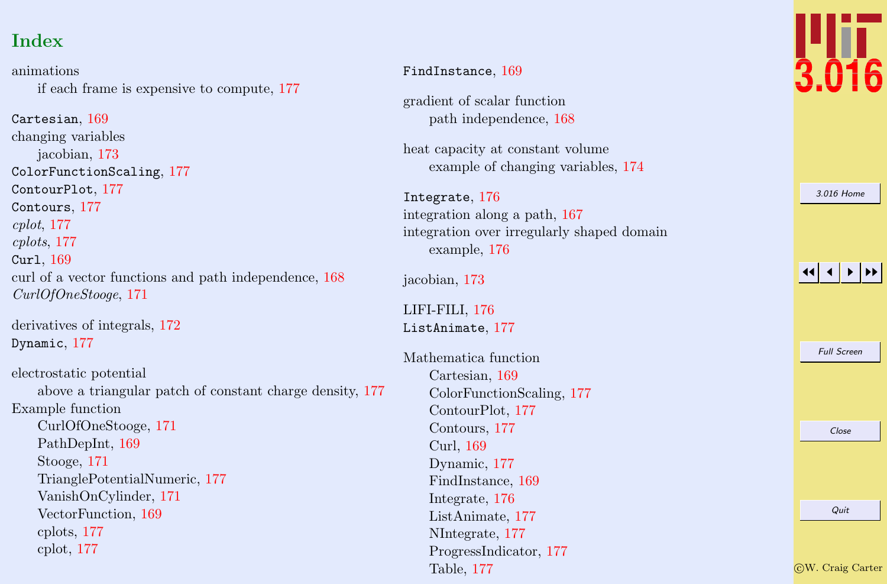# Index

animations
  if each frame is expensive to compute, 177

`Cartesian`, 169
changing variables
  jacobian, 173
`ColorFunctionScaling`, 177
`ContourPlot`, 177
`Contours`, 177
*cplot*, 177
*cplots*, 177
`Curl`, 169
curl of a vector functions and path independence, 168
*CurlOfOneStooge*, 171

derivatives of integrals, 172
`Dynamic`, 177

electrostatic potential
  above a triangular patch of constant charge density, 177
Example function
  CurlOfOneStooge, 171
  PathDepInt, 169
  Stooge, 171
  TrianglePotentialNumeric, 177
  VanishOnCylinder, 171
  VectorFunction, 169
  cplots, 177
  cplot, 177

`FindInstance`, 169

gradient of scalar function
  path independence, 168

heat capacity at constant volume
  example of changing variables, 174

`Integrate`, 176
integration along a path, 167
integration over irregularly shaped domain
  example, 176

jacobian, 173

LIFI-FILI, 176
`ListAnimate`, 177

Mathematica function
  Cartesian, 169
  ColorFunctionScaling, 177
  ContourPlot, 177
  Contours, 177
  Curl, 169
  Dynamic, 177
  FindInstance, 169
  Integrate, 176
  ListAnimate, 177
  NIntegrate, 177
  ProgressIndicator, 177
  Table, 177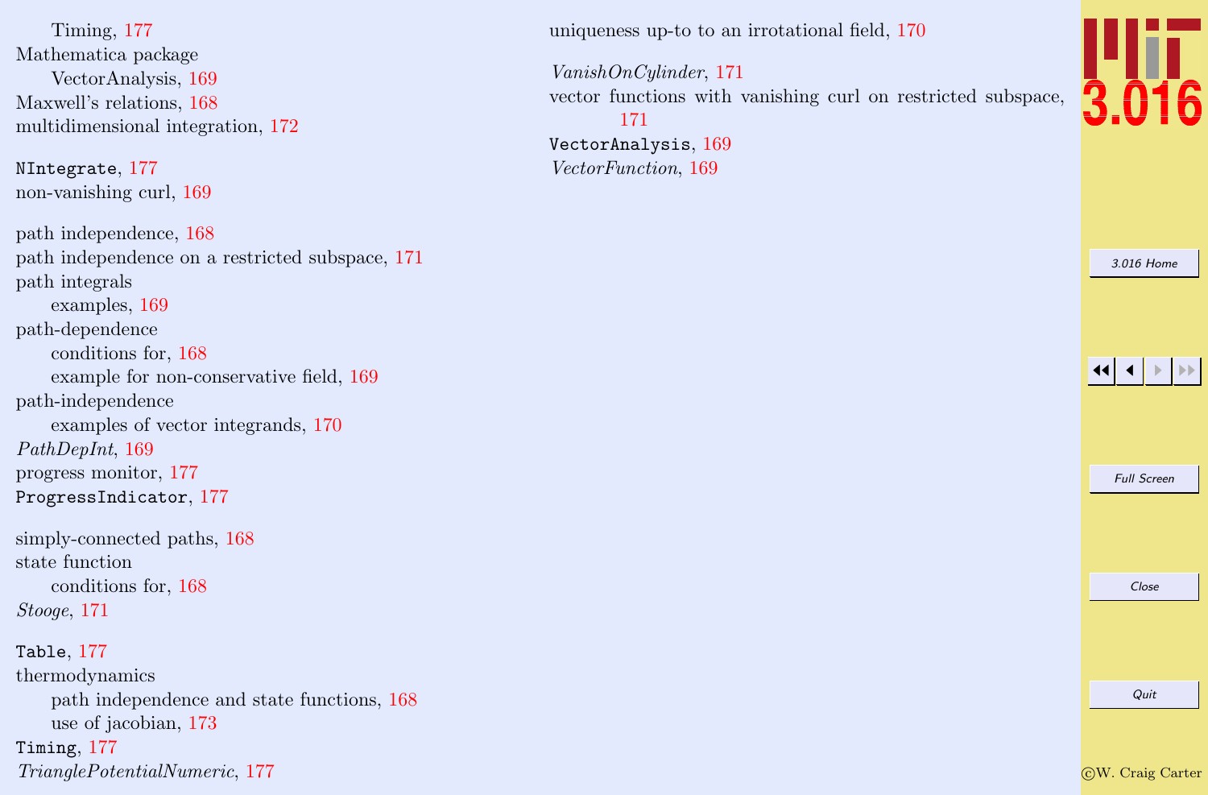Timing, 177
Mathematica package
VectorAnalysis, 169
Maxwell's relations, 168
multidimensional integration, 172

`NIntegrate`, 177
non-vanishing curl, 169

path independence, 168
path independence on a restricted subspace, 171
path integrals
examples, 169
path-dependence
conditions for, 168
example for non-conservative field, 169
path-independence
examples of vector integrands, 170
*PathDepInt*, 169
progress monitor, 177
`ProgressIndicator`, 177

simply-connected paths, 168
state function
conditions for, 168
*Stooge*, 171

`Table`, 177
thermodynamics
path independence and state functions, 168
use of jacobian, 173
`Timing`, 177
*TrianglePotentialNumeric*, 177

uniqueness up-to to an irrotational field, 170

*VanishOnCylinder*, 171
vector functions with vanishing curl on restricted subspace, 171
`VectorAnalysis`, 169
*VectorFunction*, 169